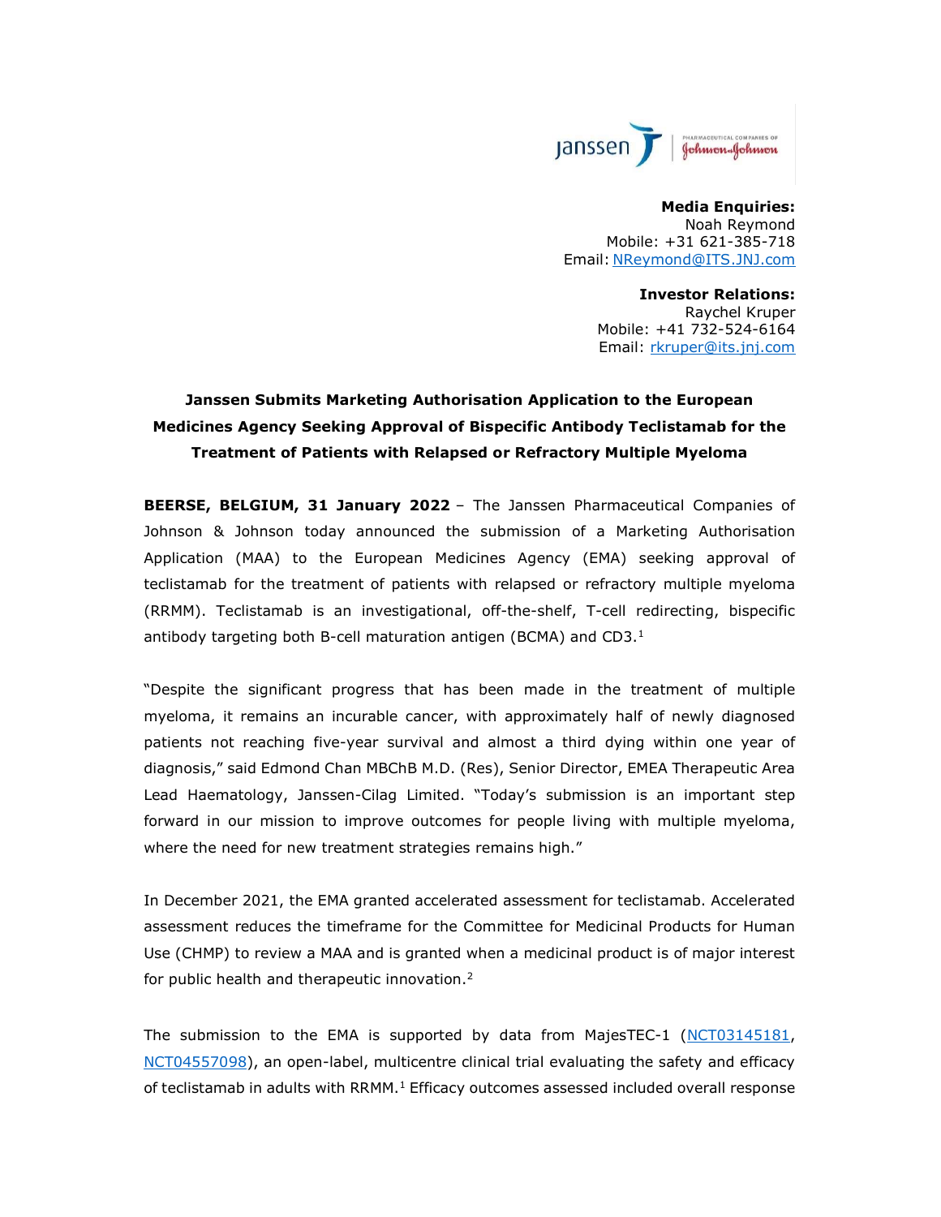**Media Enquiries:**
Noah Reymond
Mobile: +31 621-385-718
Email: NReymond@ITS.JNJ.com

**Investor Relations:**
Raychel Kruper
Mobile: +41 732-524-6164
Email: rkruper@its.jnj.com

# Janssen Submits Marketing Authorisation Application to the European Medicines Agency Seeking Approval of Bispecific Antibody Teclistamab for the Treatment of Patients with Relapsed or Refractory Multiple Myeloma

**BEERSE, BELGIUM, 31 January 2022** – The Janssen Pharmaceutical Companies of Johnson & Johnson today announced the submission of a Marketing Authorisation Application (MAA) to the European Medicines Agency (EMA) seeking approval of teclistamab for the treatment of patients with relapsed or refractory multiple myeloma (RRMM). Teclistamab is an investigational, off-the-shelf, T-cell redirecting, bispecific antibody targeting both B-cell maturation antigen (BCMA) and CD3.[1]

"Despite the significant progress that has been made in the treatment of multiple myeloma, it remains an incurable cancer, with approximately half of newly diagnosed patients not reaching five-year survival and almost a third dying within one year of diagnosis," said Edmond Chan MBChB M.D. (Res), Senior Director, EMEA Therapeutic Area Lead Haematology, Janssen-Cilag Limited. "Today's submission is an important step forward in our mission to improve outcomes for people living with multiple myeloma, where the need for new treatment strategies remains high."

In December 2021, the EMA granted accelerated assessment for teclistamab. Accelerated assessment reduces the timeframe for the Committee for Medicinal Products for Human Use (CHMP) to review a MAA and is granted when a medicinal product is of major interest for public health and therapeutic innovation.[2]

The submission to the EMA is supported by data from MajesTEC-1 (NCT03145181, NCT04557098), an open-label, multicentre clinical trial evaluating the safety and efficacy of teclistamab in adults with RRMM.[1] Efficacy outcomes assessed included overall response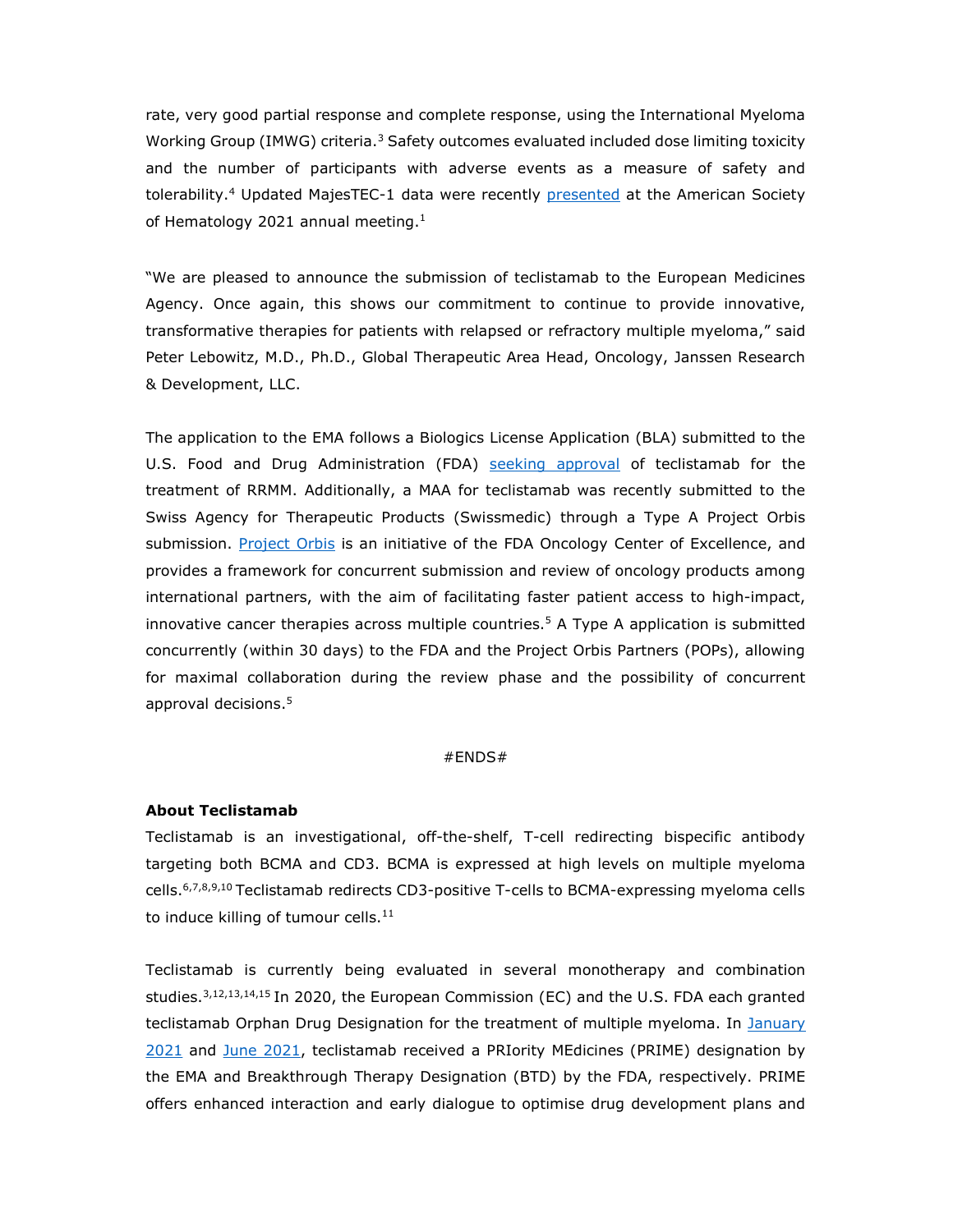rate, very good partial response and complete response, using the International Myeloma Working Group (IMWG) criteria.[3] Safety outcomes evaluated included dose limiting toxicity and the number of participants with adverse events as a measure of safety and tolerability.[4] Updated MajesTEC-1 data were recently presented at the American Society of Hematology 2021 annual meeting.[1]

"We are pleased to announce the submission of teclistamab to the European Medicines Agency. Once again, this shows our commitment to continue to provide innovative, transformative therapies for patients with relapsed or refractory multiple myeloma," said Peter Lebowitz, M.D., Ph.D., Global Therapeutic Area Head, Oncology, Janssen Research & Development, LLC.

The application to the EMA follows a Biologics License Application (BLA) submitted to the U.S. Food and Drug Administration (FDA) seeking approval of teclistamab for the treatment of RRMM. Additionally, a MAA for teclistamab was recently submitted to the Swiss Agency for Therapeutic Products (Swissmedic) through a Type A Project Orbis submission. Project Orbis is an initiative of the FDA Oncology Center of Excellence, and provides a framework for concurrent submission and review of oncology products among international partners, with the aim of facilitating faster patient access to high-impact, innovative cancer therapies across multiple countries.[5] A Type A application is submitted concurrently (within 30 days) to the FDA and the Project Orbis Partners (POPs), allowing for maximal collaboration during the review phase and the possibility of concurrent approval decisions.[5]

#ENDS#

**About Teclistamab**

Teclistamab is an investigational, off-the-shelf, T-cell redirecting bispecific antibody targeting both BCMA and CD3. BCMA is expressed at high levels on multiple myeloma cells.[6,7,8,9,10] Teclistamab redirects CD3-positive T-cells to BCMA-expressing myeloma cells to induce killing of tumour cells.[11]

Teclistamab is currently being evaluated in several monotherapy and combination studies.[3,12,13,14,15] In 2020, the European Commission (EC) and the U.S. FDA each granted teclistamab Orphan Drug Designation for the treatment of multiple myeloma. In January 2021 and June 2021, teclistamab received a PRIority MEdicines (PRIME) designation by the EMA and Breakthrough Therapy Designation (BTD) by the FDA, respectively. PRIME offers enhanced interaction and early dialogue to optimise drug development plans and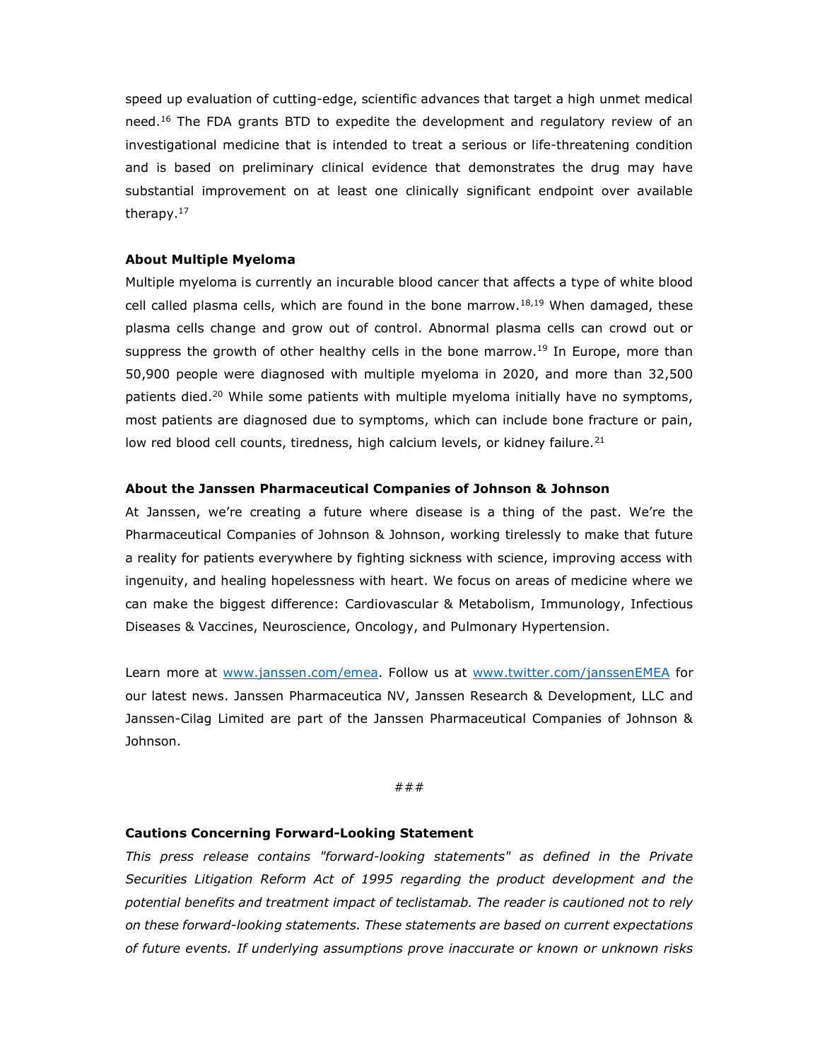speed up evaluation of cutting-edge, scientific advances that target a high unmet medical need.[16] The FDA grants BTD to expedite the development and regulatory review of an investigational medicine that is intended to treat a serious or life-threatening condition and is based on preliminary clinical evidence that demonstrates the drug may have substantial improvement on at least one clinically significant endpoint over available therapy.[17]

**About Multiple Myeloma**

Multiple myeloma is currently an incurable blood cancer that affects a type of white blood cell called plasma cells, which are found in the bone marrow.[18,19] When damaged, these plasma cells change and grow out of control. Abnormal plasma cells can crowd out or suppress the growth of other healthy cells in the bone marrow.[19] In Europe, more than 50,900 people were diagnosed with multiple myeloma in 2020, and more than 32,500 patients died.[20] While some patients with multiple myeloma initially have no symptoms, most patients are diagnosed due to symptoms, which can include bone fracture or pain, low red blood cell counts, tiredness, high calcium levels, or kidney failure.[21]

**About the Janssen Pharmaceutical Companies of Johnson & Johnson**

At Janssen, we're creating a future where disease is a thing of the past. We're the Pharmaceutical Companies of Johnson & Johnson, working tirelessly to make that future a reality for patients everywhere by fighting sickness with science, improving access with ingenuity, and healing hopelessness with heart. We focus on areas of medicine where we can make the biggest difference: Cardiovascular & Metabolism, Immunology, Infectious Diseases & Vaccines, Neuroscience, Oncology, and Pulmonary Hypertension.

Learn more at [www.janssen.com/emea](www.janssen.com/emea). Follow us at [www.twitter.com/janssenEMEA](www.twitter.com/janssenEMEA) for our latest news. Janssen Pharmaceutica NV, Janssen Research & Development, LLC and Janssen-Cilag Limited are part of the Janssen Pharmaceutical Companies of Johnson & Johnson.

###

**Cautions Concerning Forward-Looking Statement**

*This press release contains "forward-looking statements" as defined in the Private Securities Litigation Reform Act of 1995 regarding the product development and the potential benefits and treatment impact of teclistamab. The reader is cautioned not to rely on these forward-looking statements. These statements are based on current expectations of future events. If underlying assumptions prove inaccurate or known or unknown risks*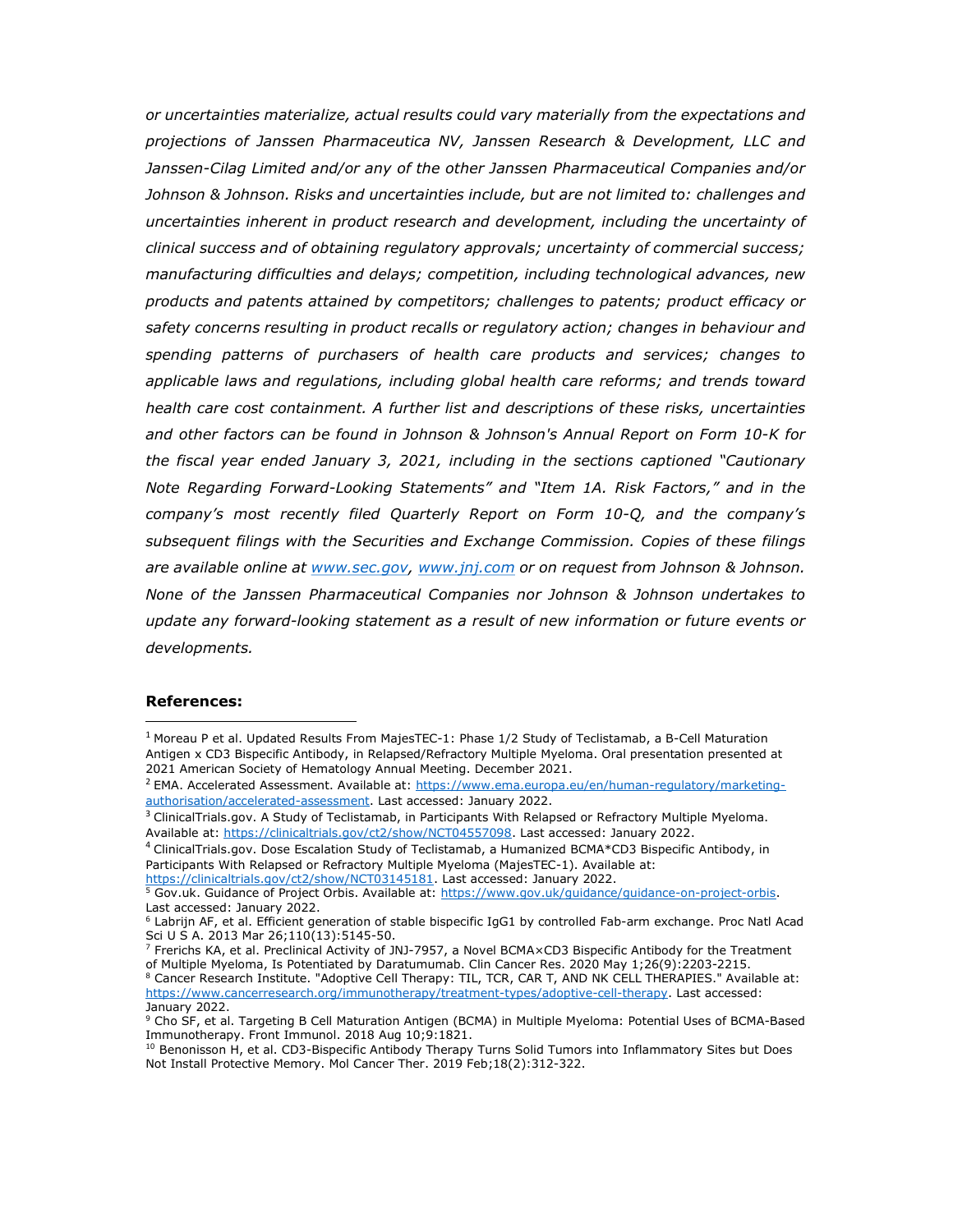*or uncertainties materialize, actual results could vary materially from the expectations and projections of Janssen Pharmaceutica NV, Janssen Research & Development, LLC and Janssen-Cilag Limited and/or any of the other Janssen Pharmaceutical Companies and/or Johnson & Johnson. Risks and uncertainties include, but are not limited to: challenges and uncertainties inherent in product research and development, including the uncertainty of clinical success and of obtaining regulatory approvals; uncertainty of commercial success; manufacturing difficulties and delays; competition, including technological advances, new products and patents attained by competitors; challenges to patents; product efficacy or safety concerns resulting in product recalls or regulatory action; changes in behaviour and spending patterns of purchasers of health care products and services; changes to applicable laws and regulations, including global health care reforms; and trends toward health care cost containment. A further list and descriptions of these risks, uncertainties and other factors can be found in Johnson & Johnson's Annual Report on Form 10-K for the fiscal year ended January 3, 2021, including in the sections captioned "Cautionary Note Regarding Forward-Looking Statements" and "Item 1A. Risk Factors," and in the company's most recently filed Quarterly Report on Form 10-Q, and the company's subsequent filings with the Securities and Exchange Commission. Copies of these filings are available online at [www.sec.gov](http://www.sec.gov), [www.jnj.com](http://www.jnj.com) or on request from Johnson & Johnson. None of the Janssen Pharmaceutical Companies nor Johnson & Johnson undertakes to update any forward-looking statement as a result of new information or future events or developments.*

**References:**

[1] Moreau P et al. Updated Results From MajesTEC-1: Phase 1/2 Study of Teclistamab, a B-Cell Maturation Antigen x CD3 Bispecific Antibody, in Relapsed/Refractory Multiple Myeloma. Oral presentation presented at 2021 American Society of Hematology Annual Meeting. December 2021.

[2] EMA. Accelerated Assessment. Available at: https://www.ema.europa.eu/en/human-regulatory/marketing-authorisation/accelerated-assessment. Last accessed: January 2022.

[3] ClinicalTrials.gov. A Study of Teclistamab, in Participants With Relapsed or Refractory Multiple Myeloma. Available at: https://clinicaltrials.gov/ct2/show/NCT04557098. Last accessed: January 2022.

[4] ClinicalTrials.gov. Dose Escalation Study of Teclistamab, a Humanized BCMA*CD3 Bispecific Antibody, in Participants With Relapsed or Refractory Multiple Myeloma (MajesTEC-1). Available at: https://clinicaltrials.gov/ct2/show/NCT03145181. Last accessed: January 2022.

[5] Gov.uk. Guidance of Project Orbis. Available at: https://www.gov.uk/guidance/guidance-on-project-orbis. Last accessed: January 2022.

[6] Labrijn AF, et al. Efficient generation of stable bispecific IgG1 by controlled Fab-arm exchange. Proc Natl Acad Sci U S A. 2013 Mar 26;110(13):5145-50.

[7] Frerichs KA, et al. Preclinical Activity of JNJ-7957, a Novel BCMA×CD3 Bispecific Antibody for the Treatment of Multiple Myeloma, Is Potentiated by Daratumumab. Clin Cancer Res. 2020 May 1;26(9):2203-2215.

[8] Cancer Research Institute. "Adoptive Cell Therapy: TIL, TCR, CAR T, AND NK CELL THERAPIES." Available at: https://www.cancerresearch.org/immunotherapy/treatment-types/adoptive-cell-therapy. Last accessed: January 2022.

[9] Cho SF, et al. Targeting B Cell Maturation Antigen (BCMA) in Multiple Myeloma: Potential Uses of BCMA-Based Immunotherapy. Front Immunol. 2018 Aug 10;9:1821.

[10] Benonisson H, et al. CD3-Bispecific Antibody Therapy Turns Solid Tumors into Inflammatory Sites but Does Not Install Protective Memory. Mol Cancer Ther. 2019 Feb;18(2):312-322.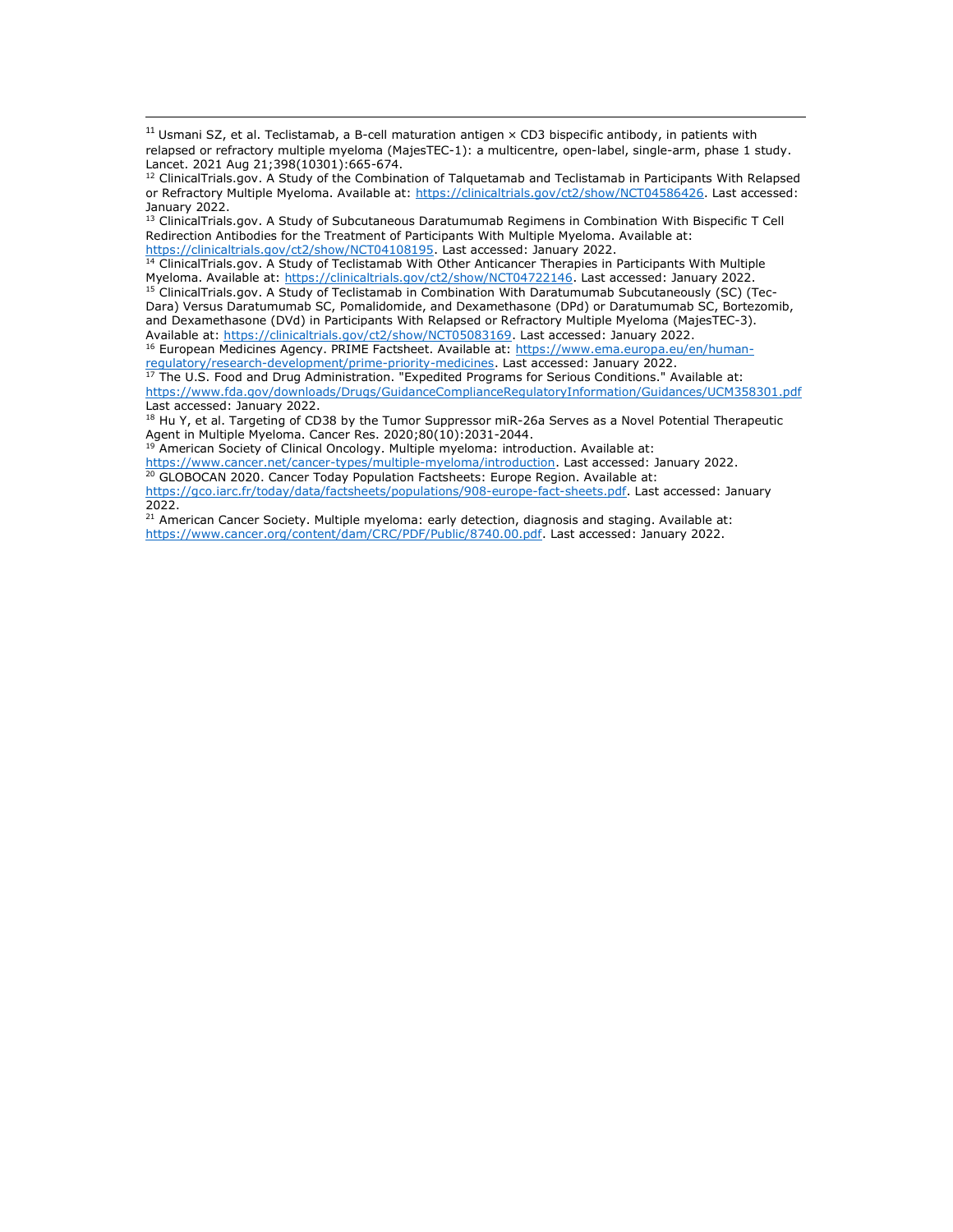[11] Usmani SZ, et al. Teclistamab, a B-cell maturation antigen × CD3 bispecific antibody, in patients with relapsed or refractory multiple myeloma (MajesTEC-1): a multicentre, open-label, single-arm, phase 1 study. Lancet. 2021 Aug 21;398(10301):665-674.

[12] ClinicalTrials.gov. A Study of the Combination of Talquetamab and Teclistamab in Participants With Relapsed or Refractory Multiple Myeloma. Available at: https://clinicaltrials.gov/ct2/show/NCT04586426. Last accessed: January 2022.

[13] ClinicalTrials.gov. A Study of Subcutaneous Daratumumab Regimens in Combination With Bispecific T Cell Redirection Antibodies for the Treatment of Participants With Multiple Myeloma. Available at: https://clinicaltrials.gov/ct2/show/NCT04108195. Last accessed: January 2022.

[14] ClinicalTrials.gov. A Study of Teclistamab With Other Anticancer Therapies in Participants With Multiple Myeloma. Available at: https://clinicaltrials.gov/ct2/show/NCT04722146. Last accessed: January 2022.

[15] ClinicalTrials.gov. A Study of Teclistamab in Combination With Daratumumab Subcutaneously (SC) (Tec-Dara) Versus Daratumumab SC, Pomalidomide, and Dexamethasone (DPd) or Daratumumab SC, Bortezomib, and Dexamethasone (DVd) in Participants With Relapsed or Refractory Multiple Myeloma (MajesTEC-3). Available at: https://clinicaltrials.gov/ct2/show/NCT05083169. Last accessed: January 2022.

[16] European Medicines Agency. PRIME Factsheet. Available at: https://www.ema.europa.eu/en/human-regulatory/research-development/prime-priority-medicines. Last accessed: January 2022.

[17] The U.S. Food and Drug Administration. "Expedited Programs for Serious Conditions." Available at: https://www.fda.gov/downloads/Drugs/GuidanceComplianceRegulatoryInformation/Guidances/UCM358301.pdf Last accessed: January 2022.

[18] Hu Y, et al. Targeting of CD38 by the Tumor Suppressor miR-26a Serves as a Novel Potential Therapeutic Agent in Multiple Myeloma. Cancer Res. 2020;80(10):2031-2044.

[19] American Society of Clinical Oncology. Multiple myeloma: introduction. Available at: https://www.cancer.net/cancer-types/multiple-myeloma/introduction. Last accessed: January 2022.

[20] GLOBOCAN 2020. Cancer Today Population Factsheets: Europe Region. Available at: https://gco.iarc.fr/today/data/factsheets/populations/908-europe-fact-sheets.pdf. Last accessed: January 2022.

[21] American Cancer Society. Multiple myeloma: early detection, diagnosis and staging. Available at: https://www.cancer.org/content/dam/CRC/PDF/Public/8740.00.pdf. Last accessed: January 2022.